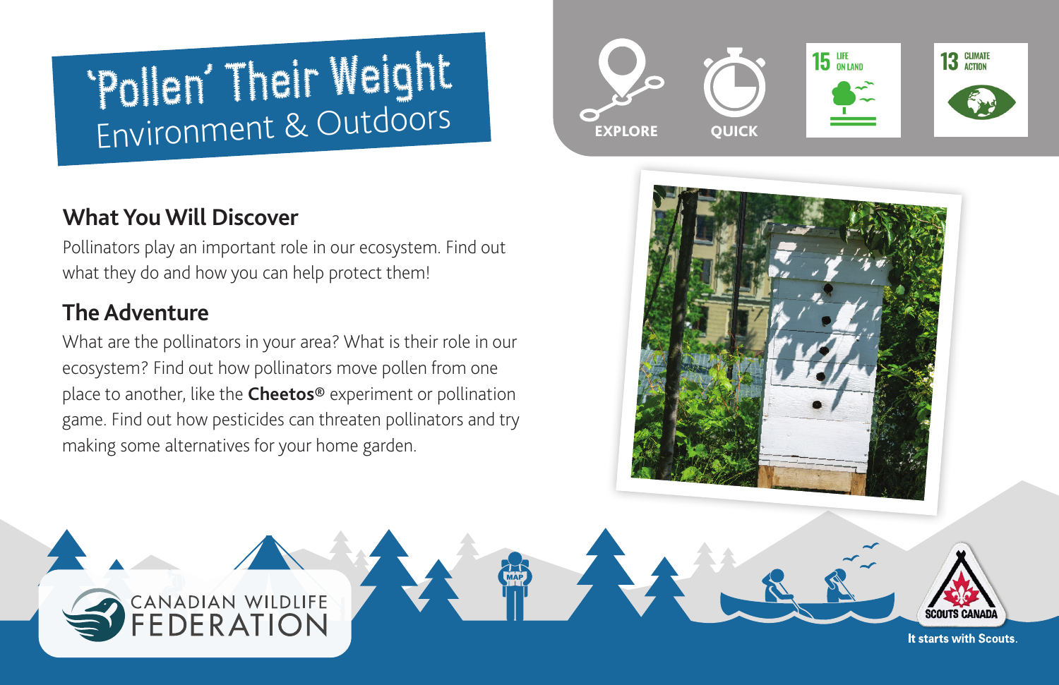# 'Pollen' Their Weight

Environment & Outdoors

EXPLORE QUICK

15 LIFE ON LAND

13 CLIMATE ACTION

## What You Will Discover

Pollinators play an important role in our ecosystem. Find out what they do and how you can help protect them!

## The Adventure

What are the pollinators in your area? What is their role in our ecosystem? Find out how pollinators move pollen from one place to another, like the **Cheetos®** experiment or pollination game. Find out how pesticides can threaten pollinators and try making some alternatives for your home garden.

CANADIAN WILDLIFE FEDERATION

SCOUTS CANADA

It starts with Scouts.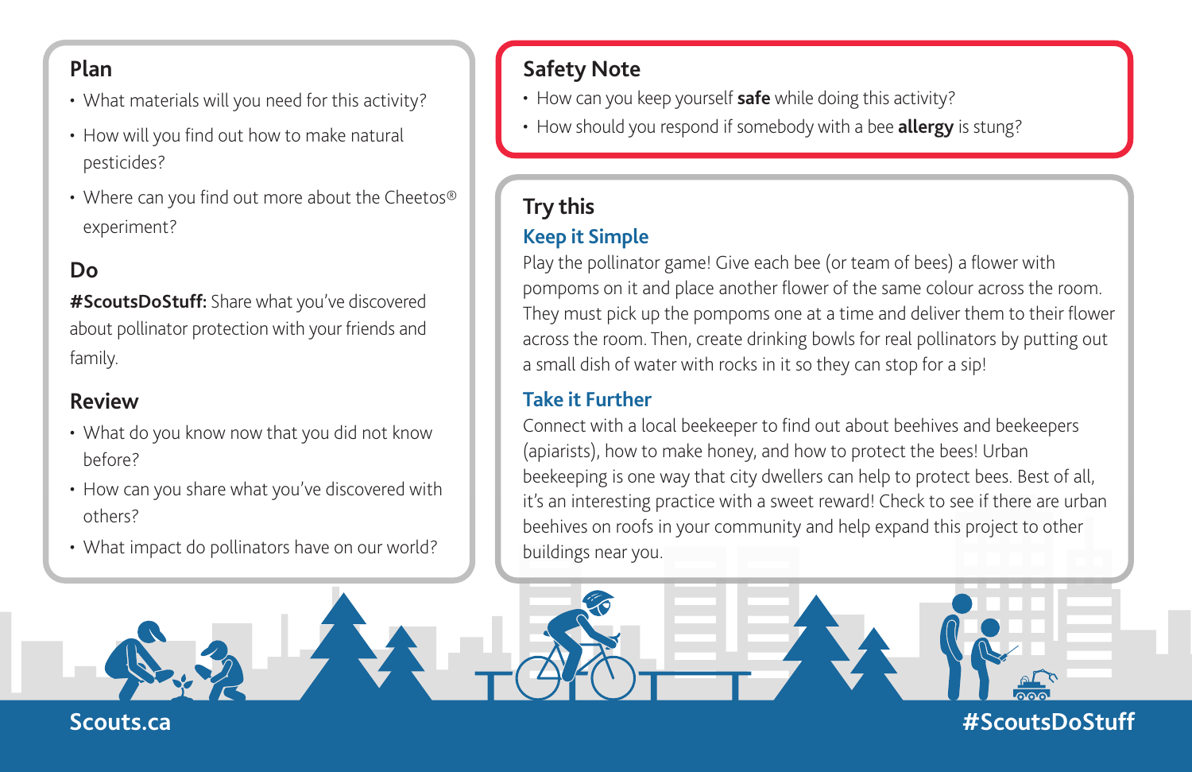## Plan

- What materials will you need for this activity?
- How will you find out how to make natural pesticides?
- Where can you find out more about the Cheetos® experiment?

## Do

**#ScoutsDoStuff:** Share what you've discovered about pollinator protection with your friends and family.

## Review

- What do you know now that you did not know before?
- How can you share what you've discovered with others?
- What impact do pollinators have on our world?

## Safety Note

- How can you keep yourself **safe** while doing this activity?
- How should you respond if somebody with a bee **allergy** is stung?

## Try this

### Keep it Simple

Play the pollinator game! Give each bee (or team of bees) a flower with pompoms on it and place another flower of the same colour across the room. They must pick up the pompoms one at a time and deliver them to their flower across the room. Then, create drinking bowls for real pollinators by putting out a small dish of water with rocks in it so they can stop for a sip!

### Take it Further

Connect with a local beekeeper to find out about beehives and beekeepers (apiarists), how to make honey, and how to protect the bees! Urban beekeeping is one way that city dwellers can help to protect bees. Best of all, it's an interesting practice with a sweet reward! Check to see if there are urban beehives on roofs in your community and help expand this project to other buildings near you.

Scouts.ca

#ScoutsDoStuff